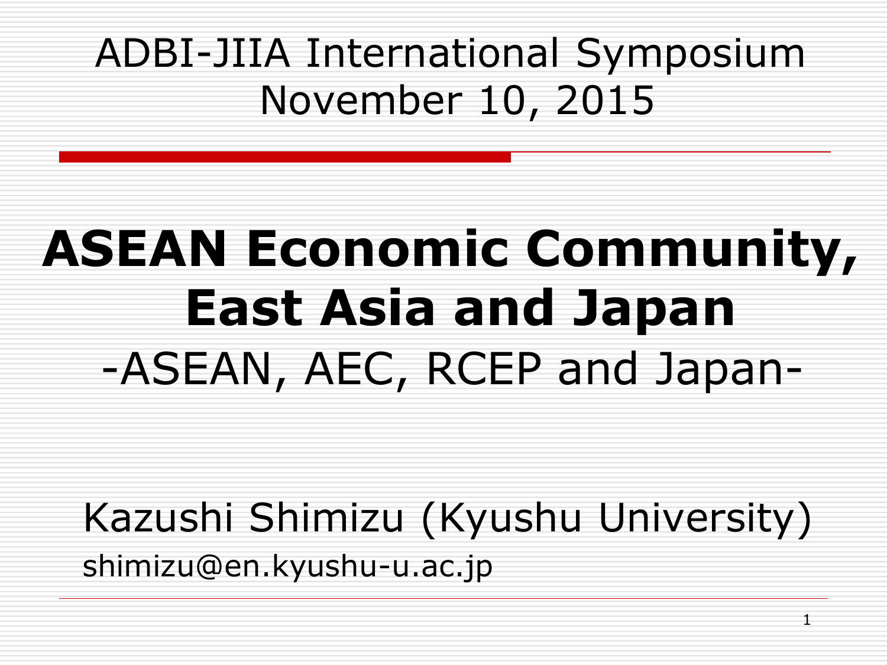ADBI-JIIA International Symposium
November 10, 2015

# ASEAN Economic Community, East Asia and Japan

## -ASEAN, AEC, RCEP and Japan-

Kazushi Shimizu (Kyushu University)

shimizu@en.kyushu-u.ac.jp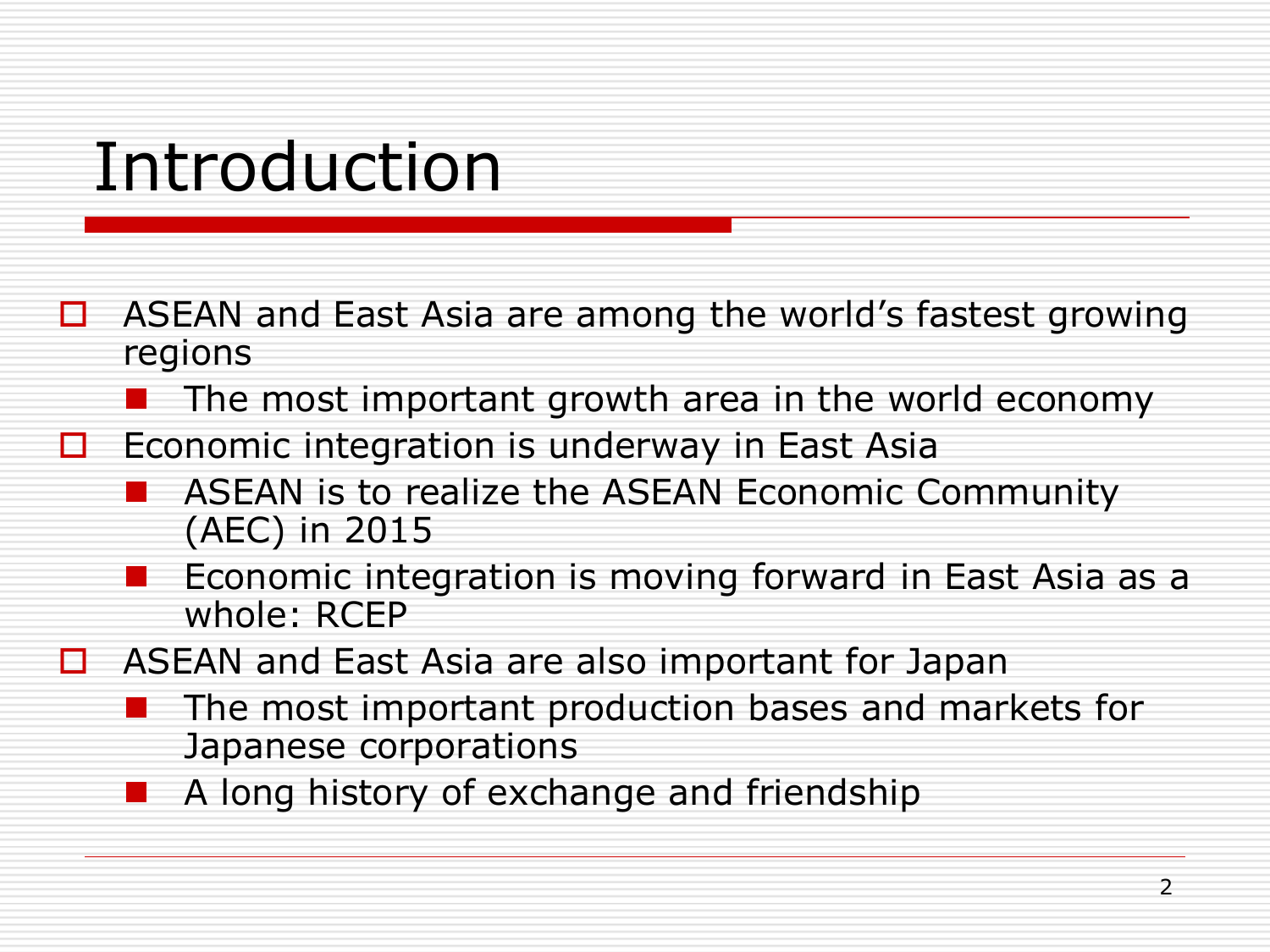# Introduction

- ASEAN and East Asia are among the world's fastest growing regions
  - The most important growth area in the world economy
- Economic integration is underway in East Asia
  - ASEAN is to realize the ASEAN Economic Community (AEC) in 2015
  - Economic integration is moving forward in East Asia as a whole: RCEP
- ASEAN and East Asia are also important for Japan
  - The most important production bases and markets for Japanese corporations
  - A long history of exchange and friendship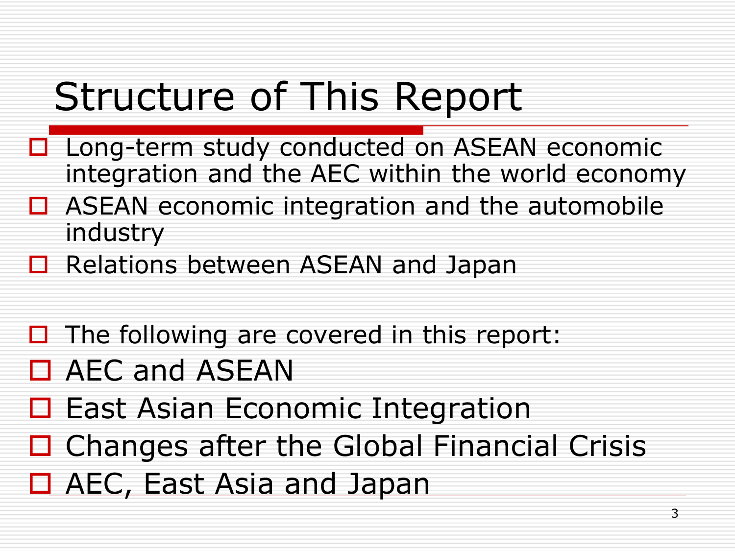# Structure of This Report

- Long-term study conducted on ASEAN economic integration and the AEC within the world economy
- ASEAN economic integration and the automobile industry
- Relations between ASEAN and Japan

- The following are covered in this report:
- AEC and ASEAN
- East Asian Economic Integration
- Changes after the Global Financial Crisis
- AEC, East Asia and Japan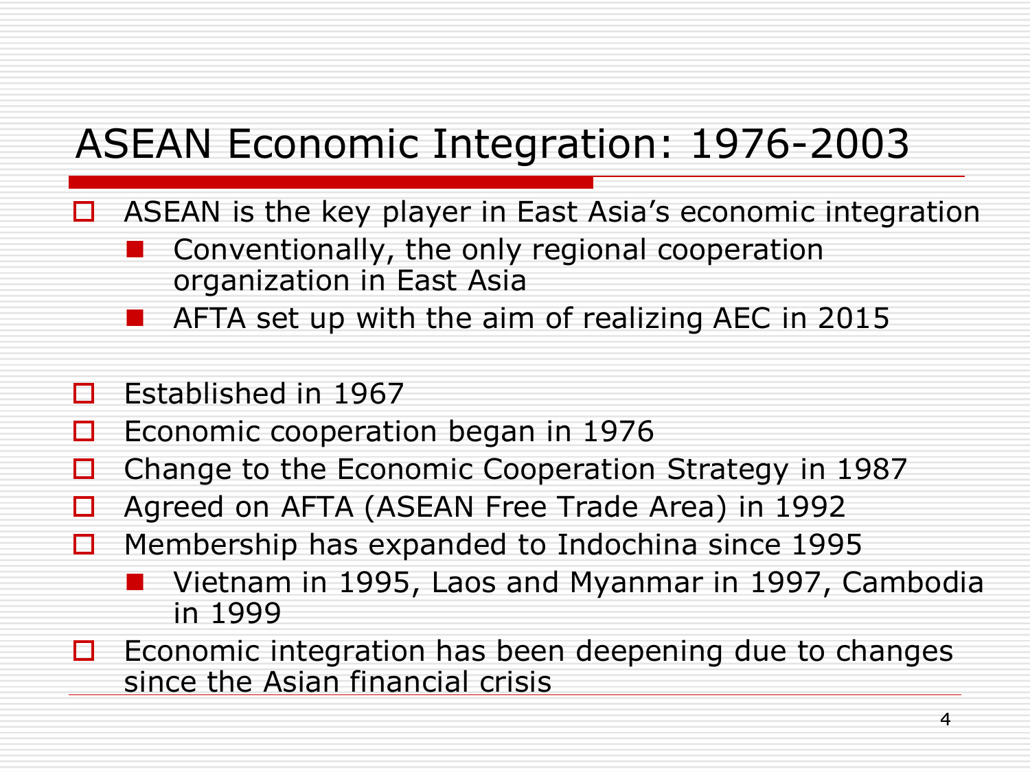# ASEAN Economic Integration: 1976-2003

- ASEAN is the key player in East Asia's economic integration
  - Conventionally, the only regional cooperation organization in East Asia
  - AFTA set up with the aim of realizing AEC in 2015

- Established in 1967
- Economic cooperation began in 1976
- Change to the Economic Cooperation Strategy in 1987
- Agreed on AFTA (ASEAN Free Trade Area) in 1992
- Membership has expanded to Indochina since 1995
  - Vietnam in 1995, Laos and Myanmar in 1997, Cambodia in 1999
- Economic integration has been deepening due to changes since the Asian financial crisis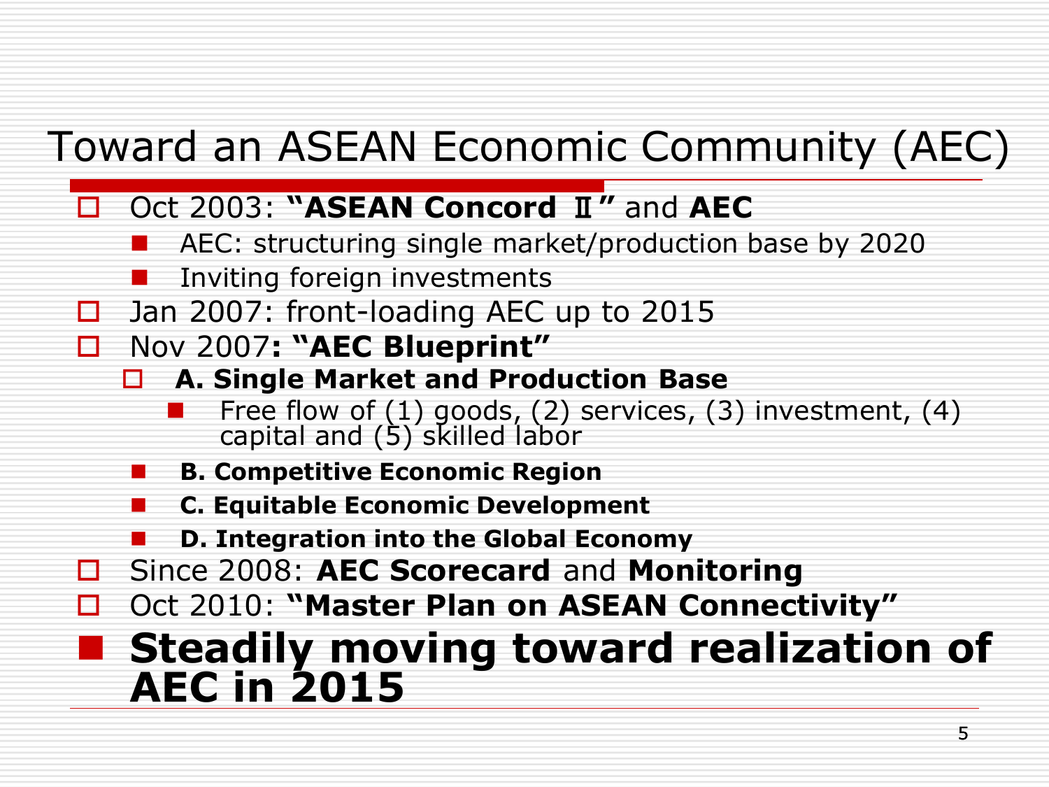# Toward an ASEAN Economic Community (AEC)

- Oct 2003: **"ASEAN Concord Ⅱ"** and **AEC**
  - AEC: structuring single market/production base by 2020
  - Inviting foreign investments
- Jan 2007: front-loading AEC up to 2015
- Nov 2007**: "AEC Blueprint"**
  - **A. Single Market and Production Base**
    - Free flow of (1) goods, (2) services, (3) investment, (4) capital and (5) skilled labor
  - **B. Competitive Economic Region**
  - **C. Equitable Economic Development**
  - **D. Integration into the Global Economy**
- Since 2008: **AEC Scorecard** and **Monitoring**
- Oct 2010: **"Master Plan on ASEAN Connectivity"**
- **Steadily moving toward realization of AEC in 2015**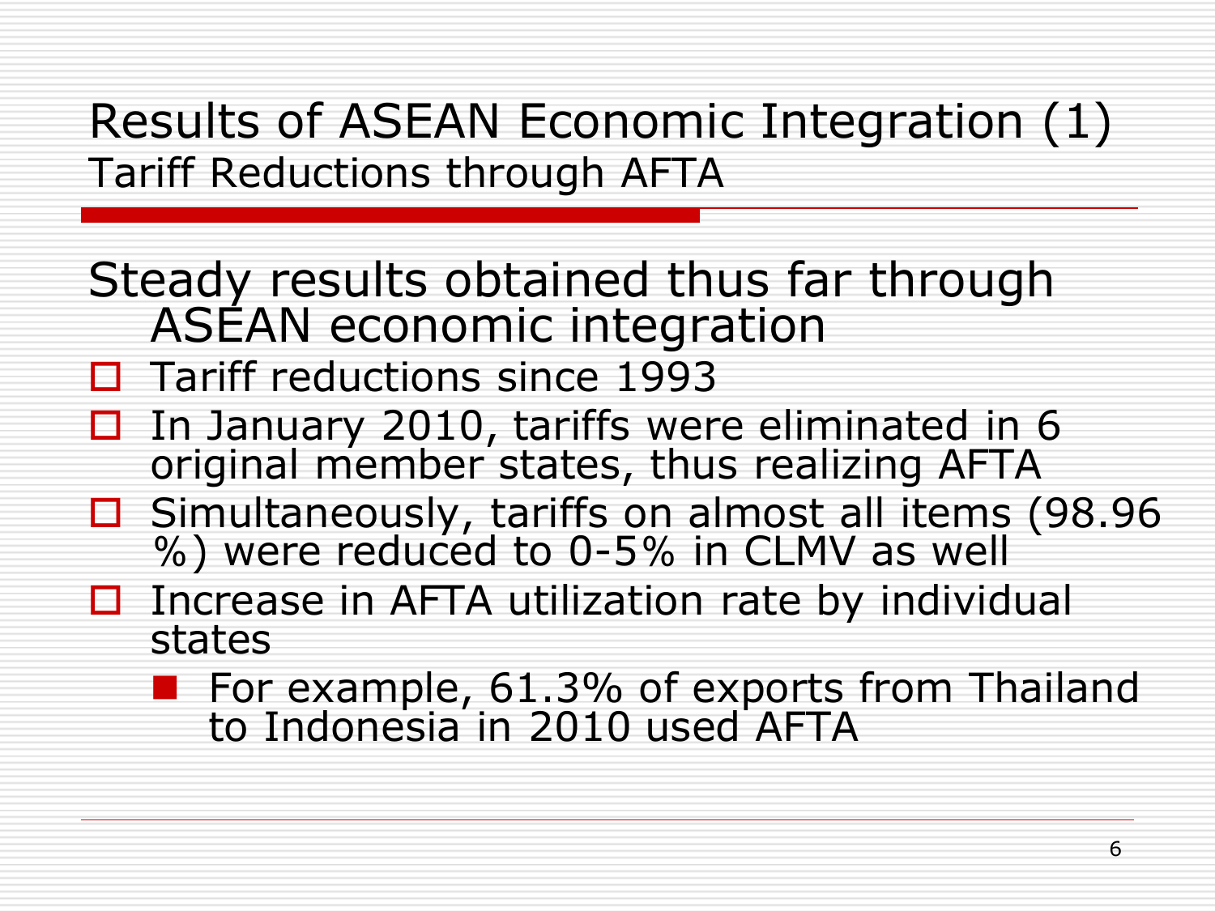# Results of ASEAN Economic Integration (1)

## Tariff Reductions through AFTA

Steady results obtained thus far through ASEAN economic integration

- Tariff reductions since 1993
- In January 2010, tariffs were eliminated in 6 original member states, thus realizing AFTA
- Simultaneously, tariffs on almost all items (98.96 %) were reduced to 0-5% in CLMV as well
- Increase in AFTA utilization rate by individual states
  - For example, 61.3% of exports from Thailand to Indonesia in 2010 used AFTA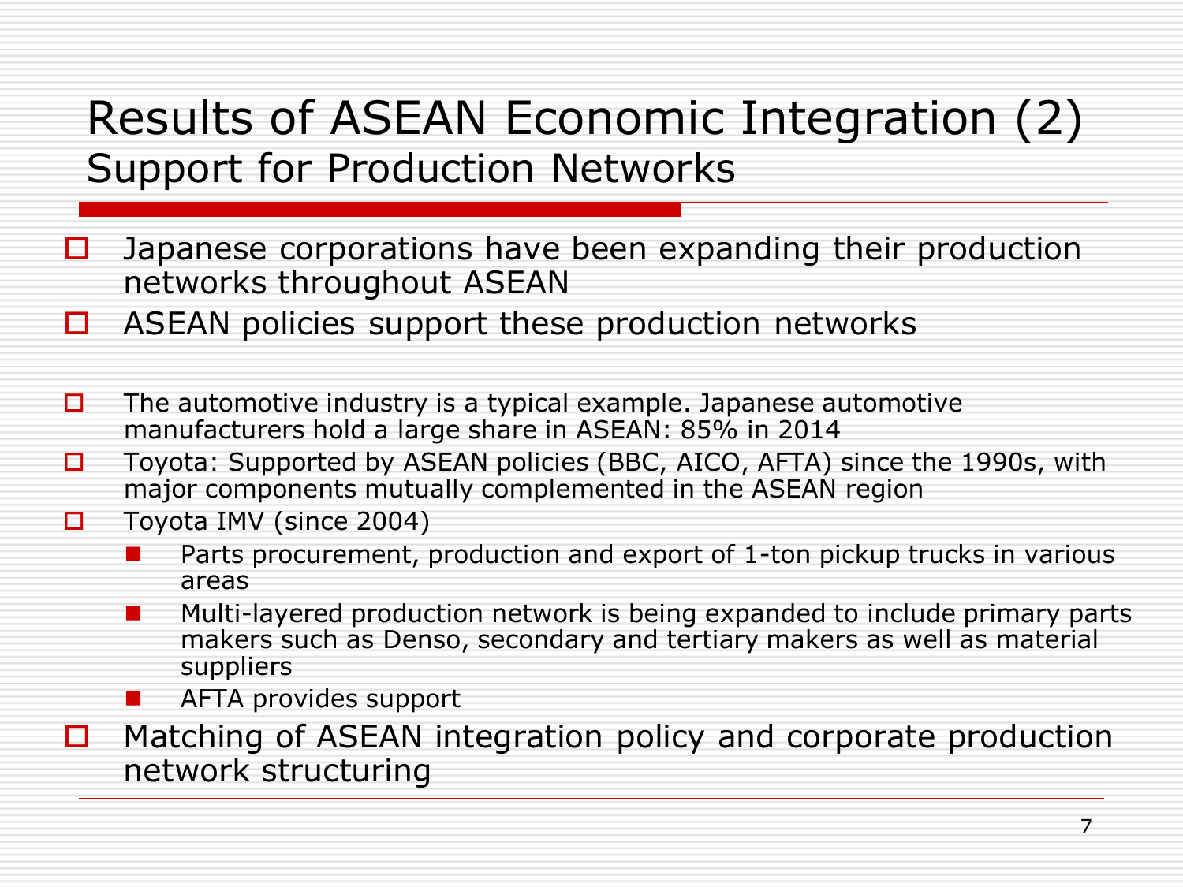# Results of ASEAN Economic Integration (2)
## Support for Production Networks

- Japanese corporations have been expanding their production networks throughout ASEAN
- ASEAN policies support these production networks

- The automotive industry is a typical example. Japanese automotive manufacturers hold a large share in ASEAN: 85% in 2014
- Toyota: Supported by ASEAN policies (BBC, AICO, AFTA) since the 1990s, with major components mutually complemented in the ASEAN region
- Toyota IMV (since 2004)
  - Parts procurement, production and export of 1-ton pickup trucks in various areas
  - Multi-layered production network is being expanded to include primary parts makers such as Denso, secondary and tertiary makers as well as material suppliers
  - AFTA provides support
- Matching of ASEAN integration policy and corporate production network structuring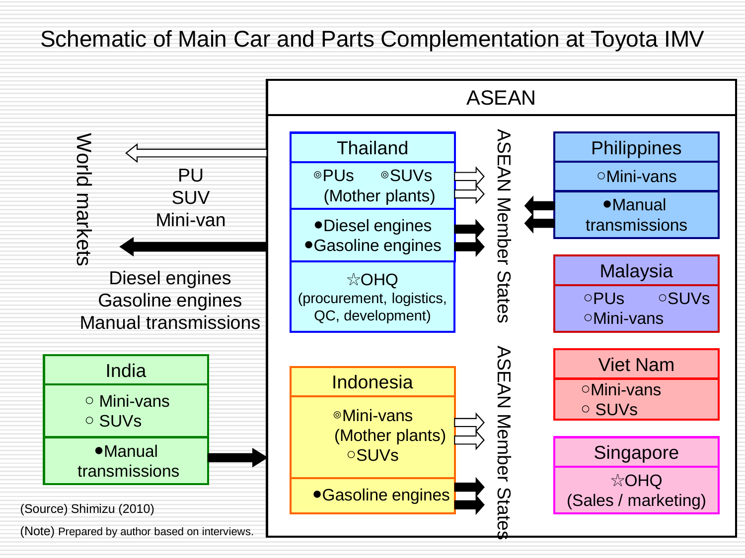# Schematic of Main Car and Parts Complementation at Toyota IMV

**ASEAN**

**Thailand**
- ◎PUs ◎SUVs (Mother plants)
- ●Diesel engines
- ●Gasoline engines
- ☆OHQ (procurement, logistics, QC, development)

**Indonesia**
- ◎Mini-vans (Mother plants)
- ○SUVs
- ●Gasoline engines

ASEAN Member States

**Philippines**
- ○Mini-vans
- ●Manual transmissions

**Malaysia**
- ○PUs ○SUVs
- ○Mini-vans

**Viet Nam**
- ○Mini-vans
- ○ SUVs

**Singapore**
- ☆OHQ (Sales / marketing)

**India**
- ○ Mini-vans
- ○ SUVs
- ●Manual transmissions

World markets

PU
SUV
Mini-van

Diesel engines
Gasoline engines
Manual transmissions

(Source) Shimizu (2010)

(Note) Prepared by author based on interviews.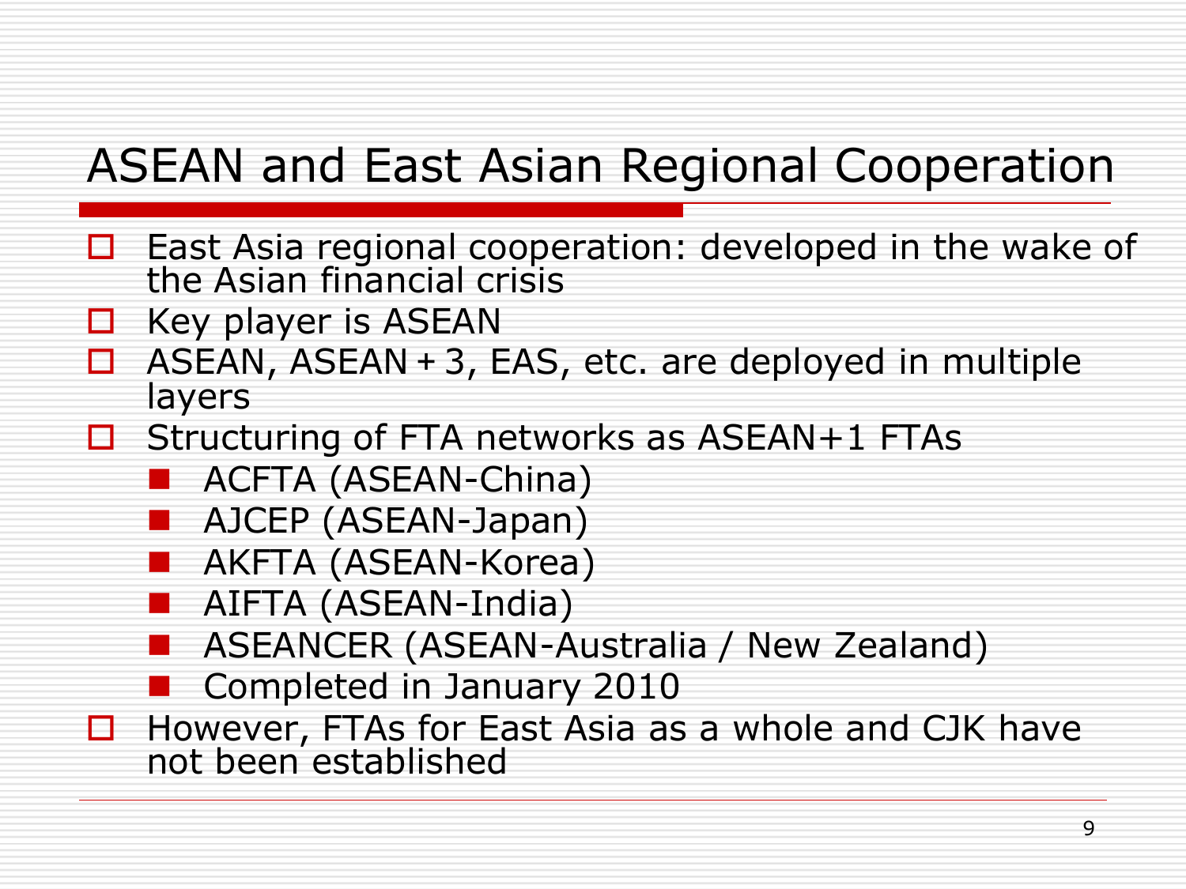# ASEAN and East Asian Regional Cooperation

- East Asia regional cooperation: developed in the wake of the Asian financial crisis
- Key player is ASEAN
- ASEAN, ASEAN＋3, EAS, etc. are deployed in multiple layers
- Structuring of FTA networks as ASEAN+1 FTAs
  - ACFTA (ASEAN-China)
  - AJCEP (ASEAN-Japan)
  - AKFTA (ASEAN-Korea)
  - AIFTA (ASEAN-India)
  - ASEANCER (ASEAN-Australia / New Zealand)
  - Completed in January 2010
- However, FTAs for East Asia as a whole and CJK have not been established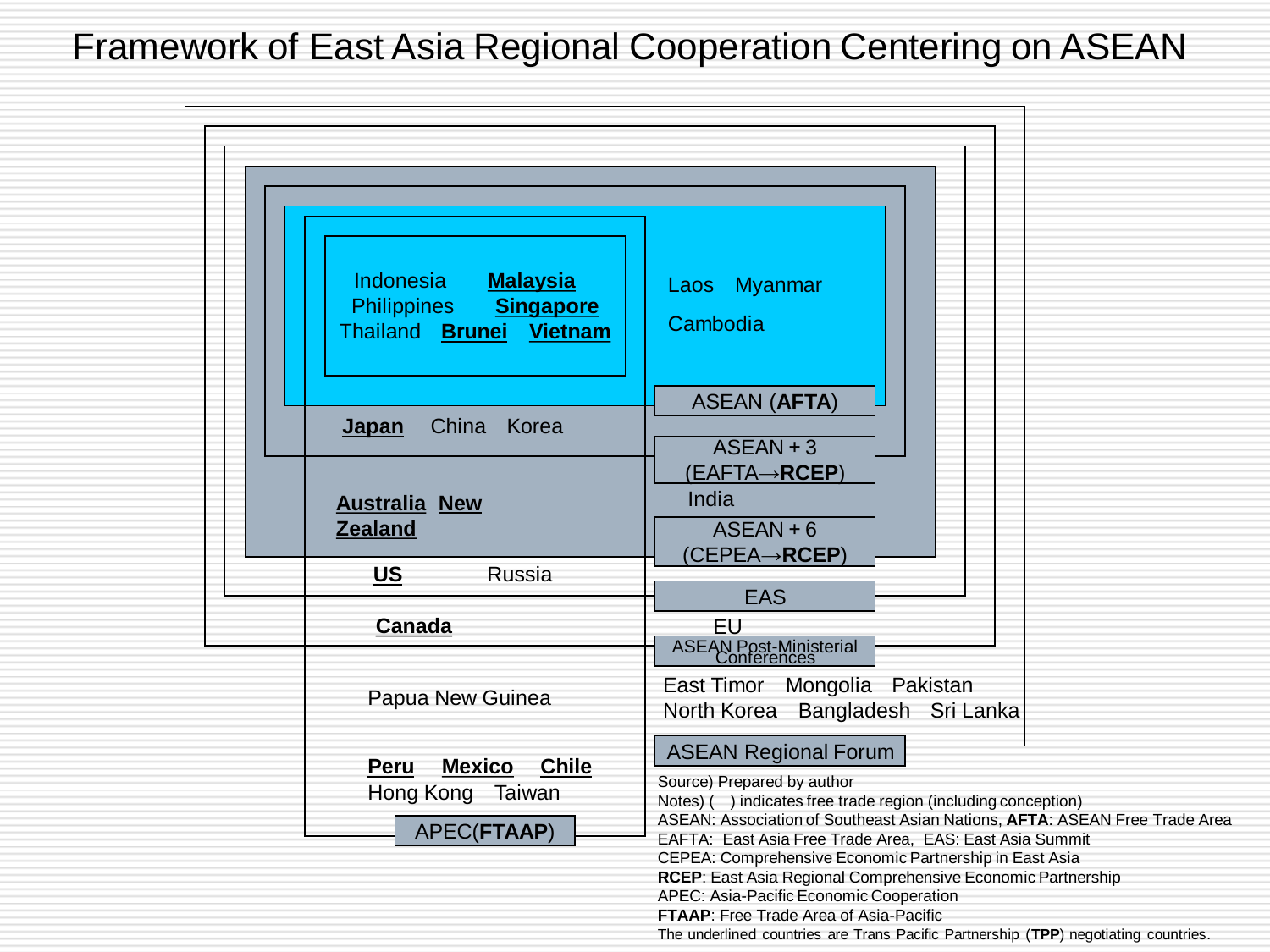# Framework of East Asia Regional Cooperation Centering on ASEAN

- **ASEAN (AFTA)**: Indonesia, **Malaysia**, Philippines, **Singapore**, Thailand, **Brunei**, **Vietnam**, Laos, Myanmar, Cambodia
- **ASEAN + 3 (EAFTA→RCEP)**: **Japan**, China, Korea
- **ASEAN + 6 (CEPEA→RCEP)**: **Australia**, **New Zealand**, India
- **EAS**: **US**, Russia
- **ASEAN Post-Ministerial Conferences**: **Canada**, EU
- **ASEAN Regional Forum**: Papua New Guinea, East Timor, Mongolia, Pakistan, North Korea, Bangladesh, Sri Lanka
- **APEC(FTAAP)**: **Peru**, **Mexico**, **Chile**, Hong Kong, Taiwan

Source) Prepared by author

Notes) ( ) indicates free trade region (including conception)

ASEAN: Association of Southeast Asian Nations, **AFTA**: ASEAN Free Trade Area

EAFTA: East Asia Free Trade Area, EAS: East Asia Summit

CEPEA: Comprehensive Economic Partnership in East Asia

**RCEP**: East Asia Regional Comprehensive Economic Partnership

APEC: Asia-Pacific Economic Cooperation

**FTAAP**: Free Trade Area of Asia-Pacific

The underlined countries are Trans Pacific Partnership (**TPP**) negotiating countries.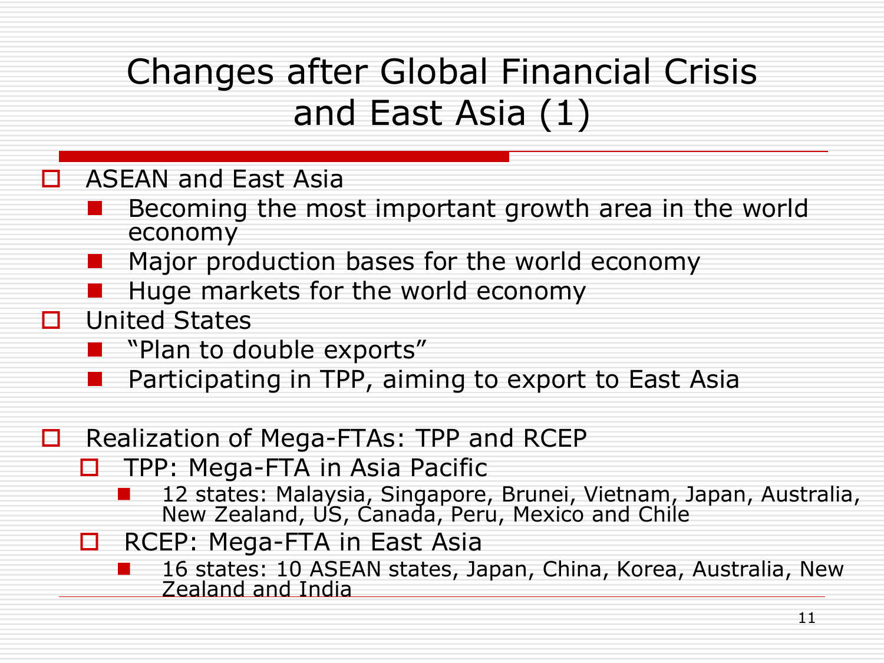# Changes after Global Financial Crisis and East Asia (1)

- ASEAN and East Asia
  - Becoming the most important growth area in the world economy
  - Major production bases for the world economy
  - Huge markets for the world economy
- United States
  - "Plan to double exports"
  - Participating in TPP, aiming to export to East Asia

- Realization of Mega-FTAs: TPP and RCEP
  - TPP: Mega-FTA in Asia Pacific
    - 12 states: Malaysia, Singapore, Brunei, Vietnam, Japan, Australia, New Zealand, US, Canada, Peru, Mexico and Chile
  - RCEP: Mega-FTA in East Asia
    - 16 states: 10 ASEAN states, Japan, China, Korea, Australia, New Zealand and India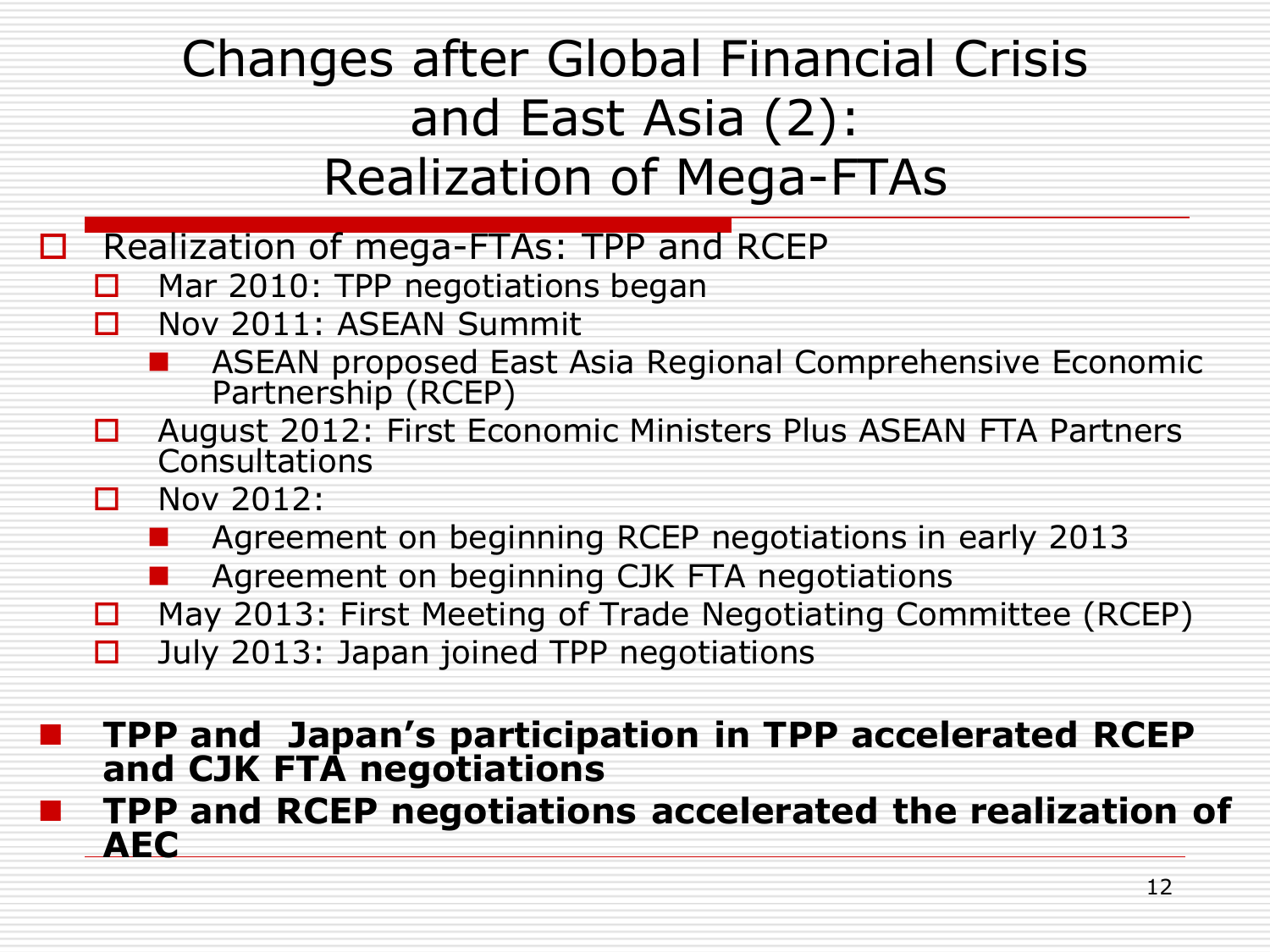# Changes after Global Financial Crisis and East Asia (2): Realization of Mega-FTAs

- Realization of mega-FTAs: TPP and RCEP
  - Mar 2010: TPP negotiations began
  - Nov 2011: ASEAN Summit
    - ASEAN proposed East Asia Regional Comprehensive Economic Partnership (RCEP)
  - August 2012: First Economic Ministers Plus ASEAN FTA Partners Consultations
  - Nov 2012:
    - Agreement on beginning RCEP negotiations in early 2013
    - Agreement on beginning CJK FTA negotiations
  - May 2013: First Meeting of Trade Negotiating Committee (RCEP)
  - July 2013: Japan joined TPP negotiations

- **TPP and Japan's participation in TPP accelerated RCEP and CJK FTA negotiations**
- **TPP and RCEP negotiations accelerated the realization of AEC**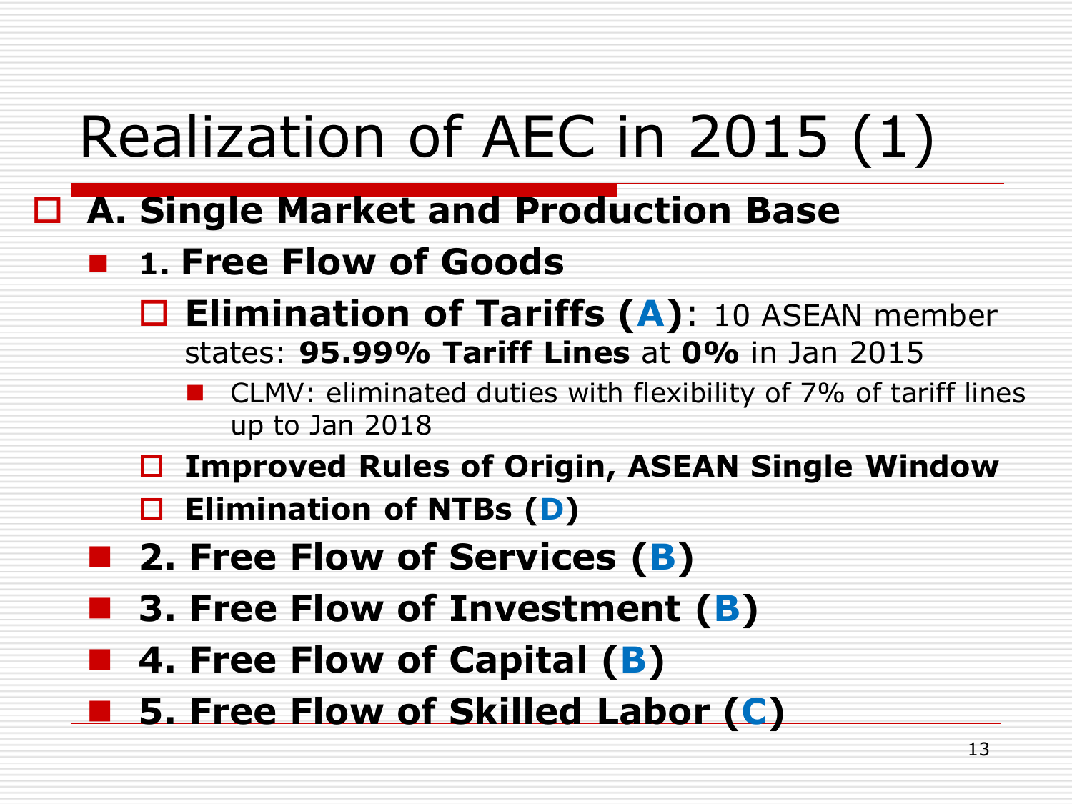# Realization of AEC in 2015 (1)

- **A. Single Market and Production Base**
  - **1. Free Flow of Goods**
    - **Elimination of Tariffs (A)**: 10 ASEAN member states: **95.99% Tariff Lines** at **0%** in Jan 2015
      - CLMV: eliminated duties with flexibility of 7% of tariff lines up to Jan 2018
    - **Improved Rules of Origin, ASEAN Single Window**
    - **Elimination of NTBs (D)**
  - **2. Free Flow of Services (B)**
  - **3. Free Flow of Investment (B)**
  - **4. Free Flow of Capital (B)**
  - **5. Free Flow of Skilled Labor (C)**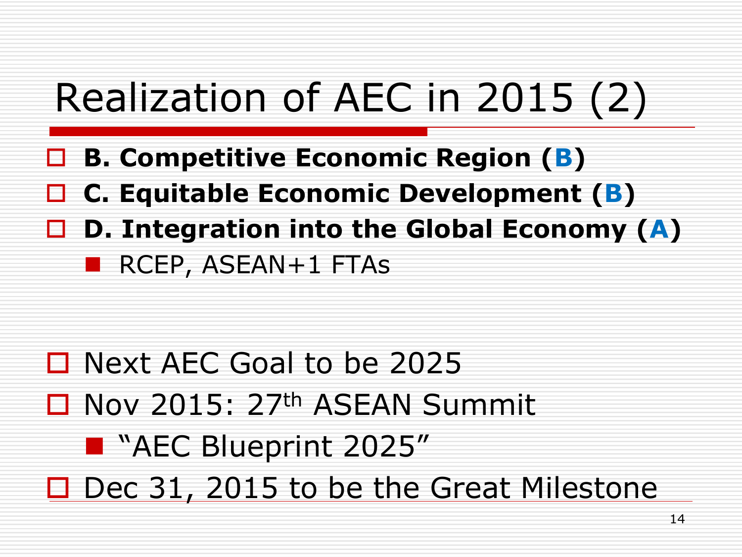# Realization of AEC in 2015 (2)

- **B. Competitive Economic Region (B)**
- **C. Equitable Economic Development (B)**
- **D. Integration into the Global Economy (A)**
  - RCEP, ASEAN+1 FTAs

- Next AEC Goal to be 2025
- Nov 2015: 27th ASEAN Summit
  - "AEC Blueprint 2025"
- Dec 31, 2015 to be the Great Milestone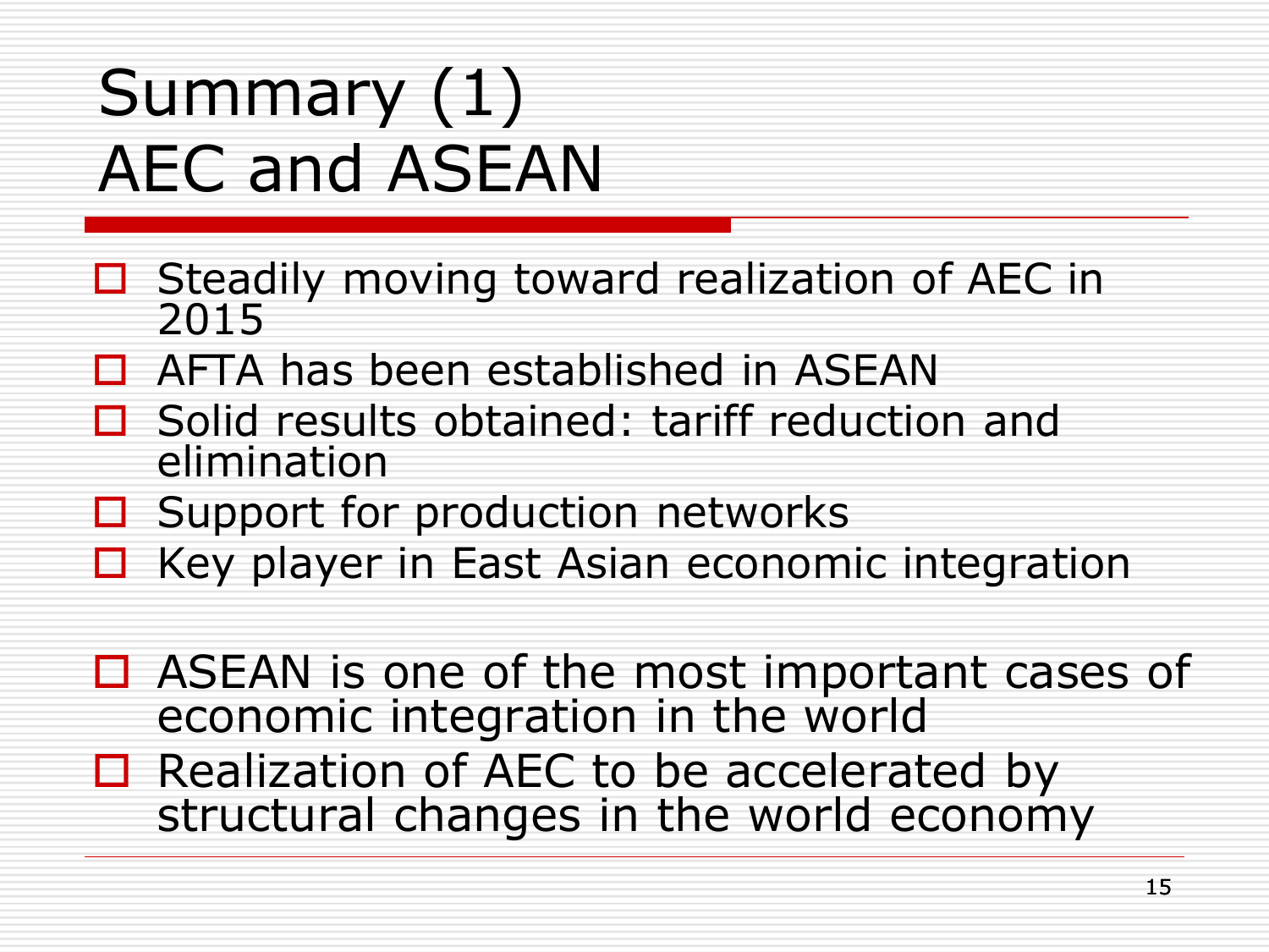# Summary (1)
# AEC and ASEAN

- Steadily moving toward realization of AEC in 2015
- AFTA has been established in ASEAN
- Solid results obtained: tariff reduction and elimination
- Support for production networks
- Key player in East Asian economic integration

- ASEAN is one of the most important cases of economic integration in the world
- Realization of AEC to be accelerated by structural changes in the world economy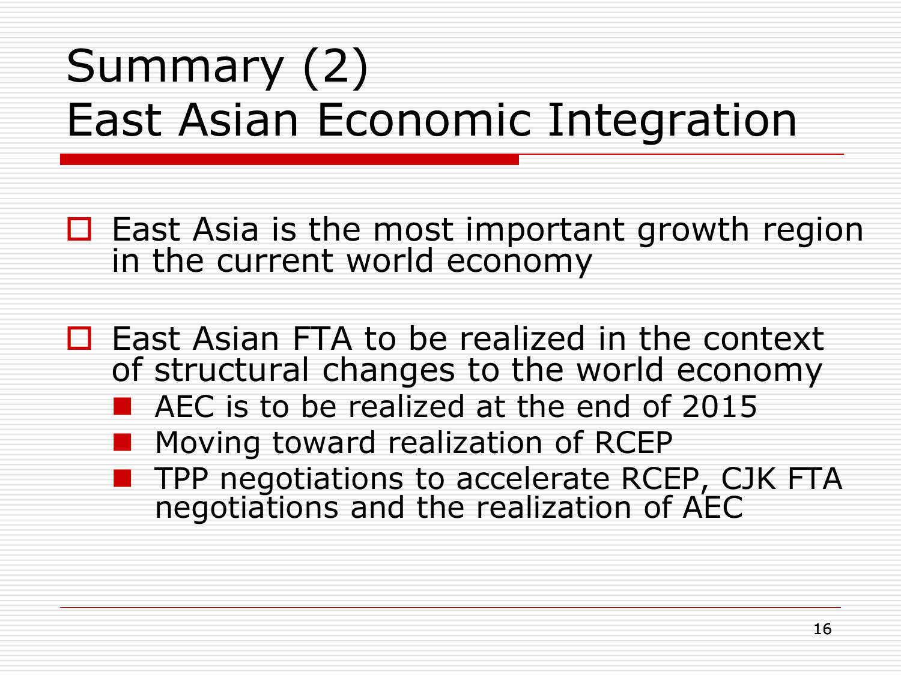# Summary (2)
# East Asian Economic Integration

- East Asia is the most important growth region in the current world economy

- East Asian FTA to be realized in the context of structural changes to the world economy
  - AEC is to be realized at the end of 2015
  - Moving toward realization of RCEP
  - TPP negotiations to accelerate RCEP, CJK FTA negotiations and the realization of AEC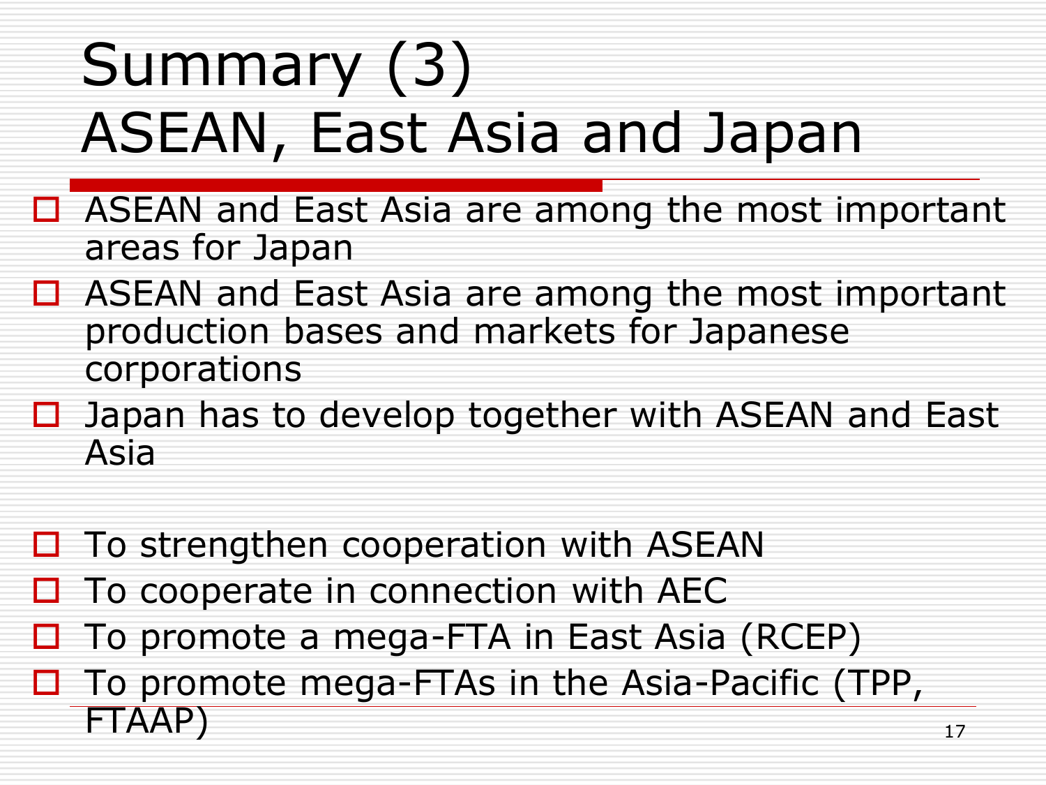# Summary (3)
# ASEAN, East Asia and Japan

- ASEAN and East Asia are among the most important areas for Japan
- ASEAN and East Asia are among the most important production bases and markets for Japanese corporations
- Japan has to develop together with ASEAN and East Asia

- To strengthen cooperation with ASEAN
- To cooperate in connection with AEC
- To promote a mega-FTA in East Asia (RCEP)
- To promote mega-FTAs in the Asia-Pacific (TPP, FTAAP)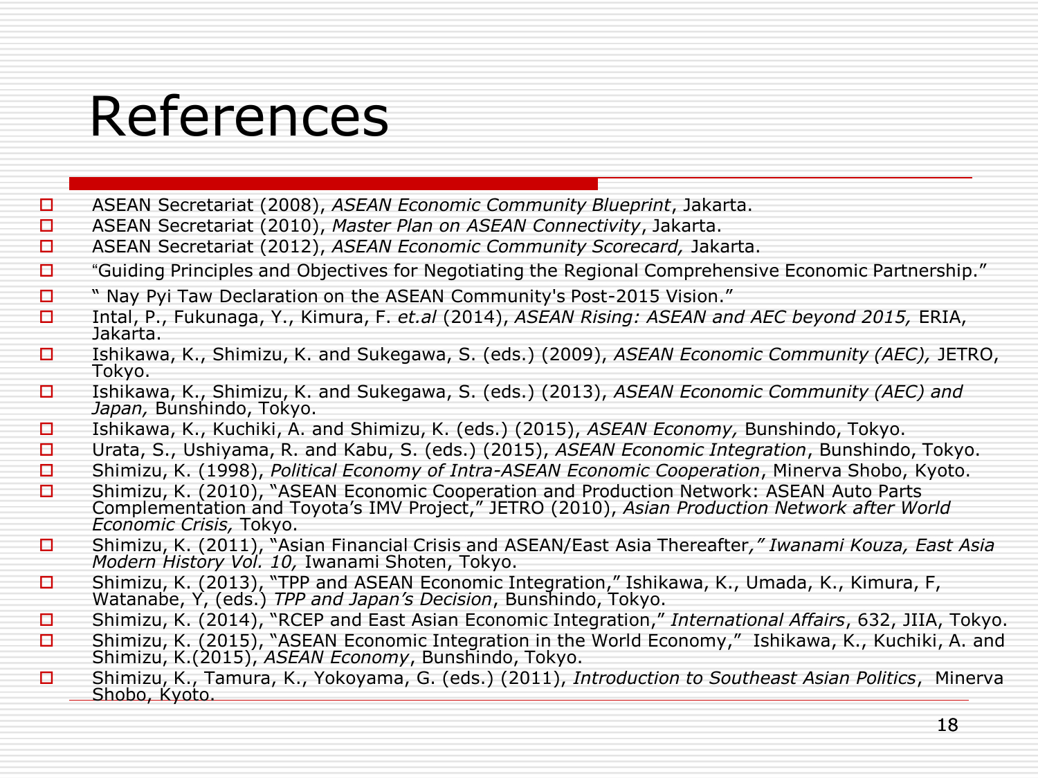# References

- ASEAN Secretariat (2008), *ASEAN Economic Community Blueprint*, Jakarta.
- ASEAN Secretariat (2010), *Master Plan on ASEAN Connectivity*, Jakarta.
- ASEAN Secretariat (2012), *ASEAN Economic Community Scorecard,* Jakarta.
- "Guiding Principles and Objectives for Negotiating the Regional Comprehensive Economic Partnership."
- " Nay Pyi Taw Declaration on the ASEAN Community's Post-2015 Vision."
- Intal, P., Fukunaga, Y., Kimura, F. *et.al* (2014), *ASEAN Rising: ASEAN and AEC beyond 2015,* ERIA, Jakarta.
- Ishikawa, K., Shimizu, K. and Sukegawa, S. (eds.) (2009), *ASEAN Economic Community (AEC),* JETRO, Tokyo.
- Ishikawa, K., Shimizu, K. and Sukegawa, S. (eds.) (2013), *ASEAN Economic Community (AEC) and Japan,* Bunshindo, Tokyo.
- Ishikawa, K., Kuchiki, A. and Shimizu, K. (eds.) (2015), *ASEAN Economy,* Bunshindo, Tokyo.
- Urata, S., Ushiyama, R. and Kabu, S. (eds.) (2015), *ASEAN Economic Integration*, Bunshindo, Tokyo.
- Shimizu, K. (1998), *Political Economy of Intra-ASEAN Economic Cooperation*, Minerva Shobo, Kyoto.
- Shimizu, K. (2010), "ASEAN Economic Cooperation and Production Network: ASEAN Auto Parts Complementation and Toyota's IMV Project," JETRO (2010), *Asian Production Network after World Economic Crisis,* Tokyo.
- Shimizu, K. (2011), "Asian Financial Crisis and ASEAN/East Asia Thereafter*," Iwanami Kouza, East Asia Modern History Vol. 10,* Iwanami Shoten, Tokyo.
- Shimizu, K. (2013), "TPP and ASEAN Economic Integration," Ishikawa, K., Umada, K., Kimura, F, Watanabe, Y, (eds.) *TPP and Japan's Decision*, Bunshindo, Tokyo.
- Shimizu, K. (2014), "RCEP and East Asian Economic Integration," *International Affairs*, 632, JIIA, Tokyo.
- Shimizu, K. (2015), "ASEAN Economic Integration in the World Economy," Ishikawa, K., Kuchiki, A. and Shimizu, K.(2015), *ASEAN Economy*, Bunshindo, Tokyo.
- Shimizu, K., Tamura, K., Yokoyama, G. (eds.) (2011), *Introduction to Southeast Asian Politics*, Minerva Shobo, Kyoto.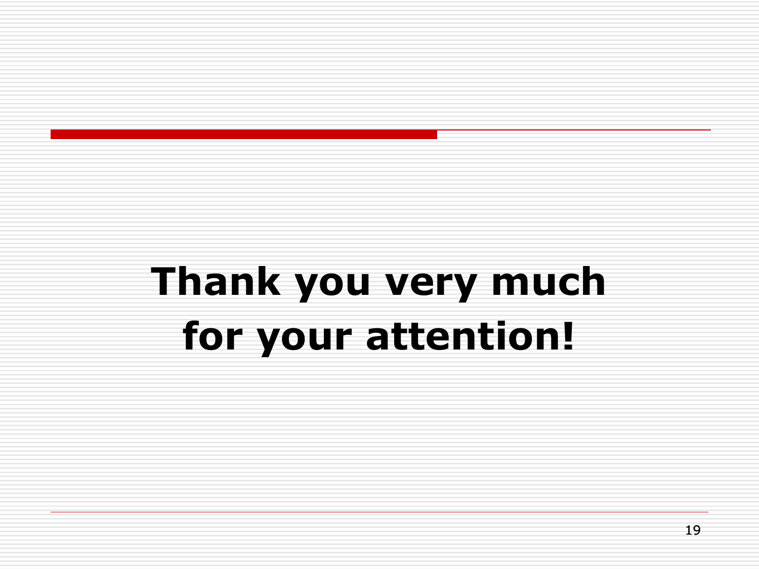**Thank you very much for your attention!**